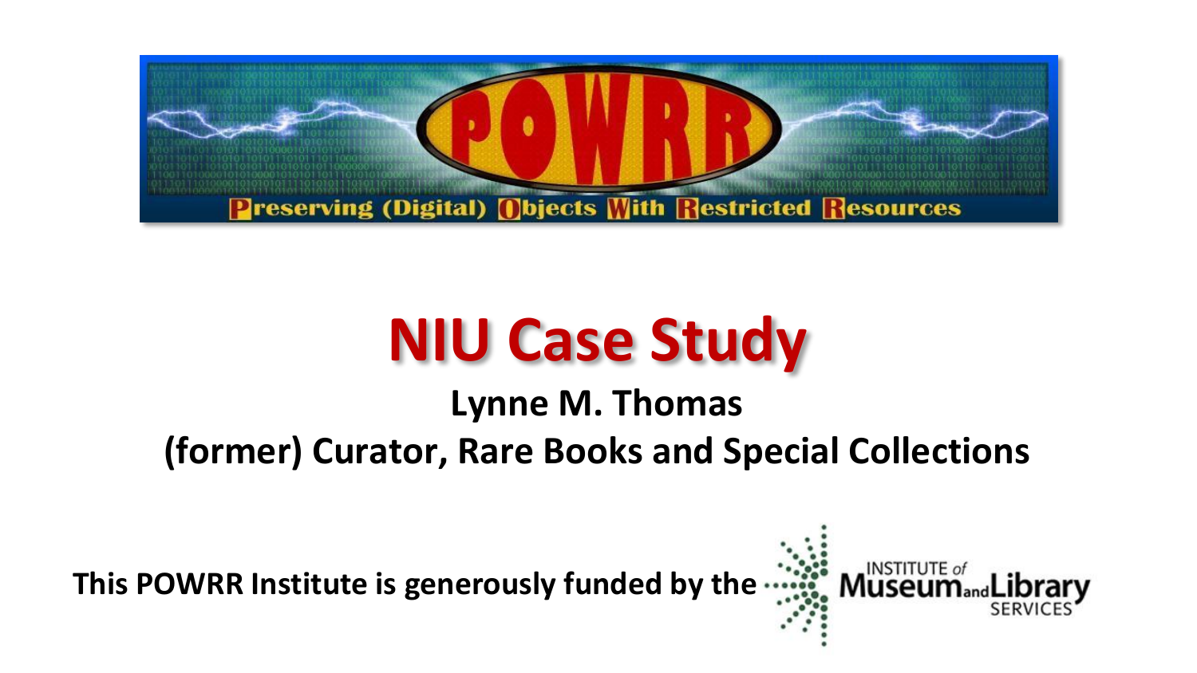POWRR

Preserving (Digital) Objects With Restricted Resources

# NIU Case Study

**Lynne M. Thomas**

**(former) Curator, Rare Books and Special Collections**

**This POWRR Institute is generously funded by the** INSTITUTE of Museum and Library SERVICES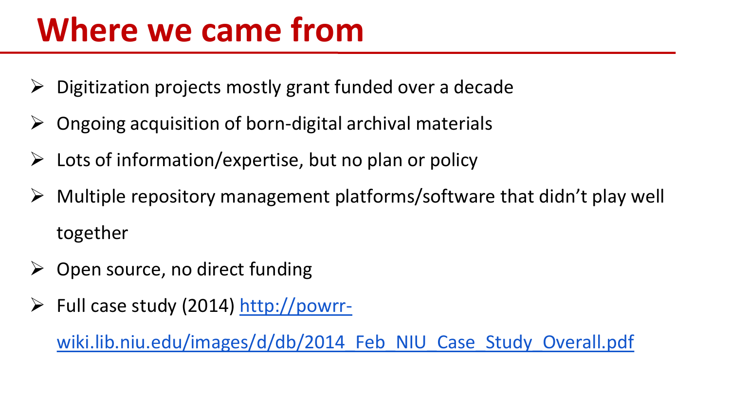# Where we came from

- Digitization projects mostly grant funded over a decade
- Ongoing acquisition of born-digital archival materials
- Lots of information/expertise, but no plan or policy
- Multiple repository management platforms/software that didn't play well together
- Open source, no direct funding
- Full case study (2014) [http://powrr-wiki.lib.niu.edu/images/d/db/2014_Feb_NIU_Case_Study_Overall.pdf](http://powrr-wiki.lib.niu.edu/images/d/db/2014_Feb_NIU_Case_Study_Overall.pdf)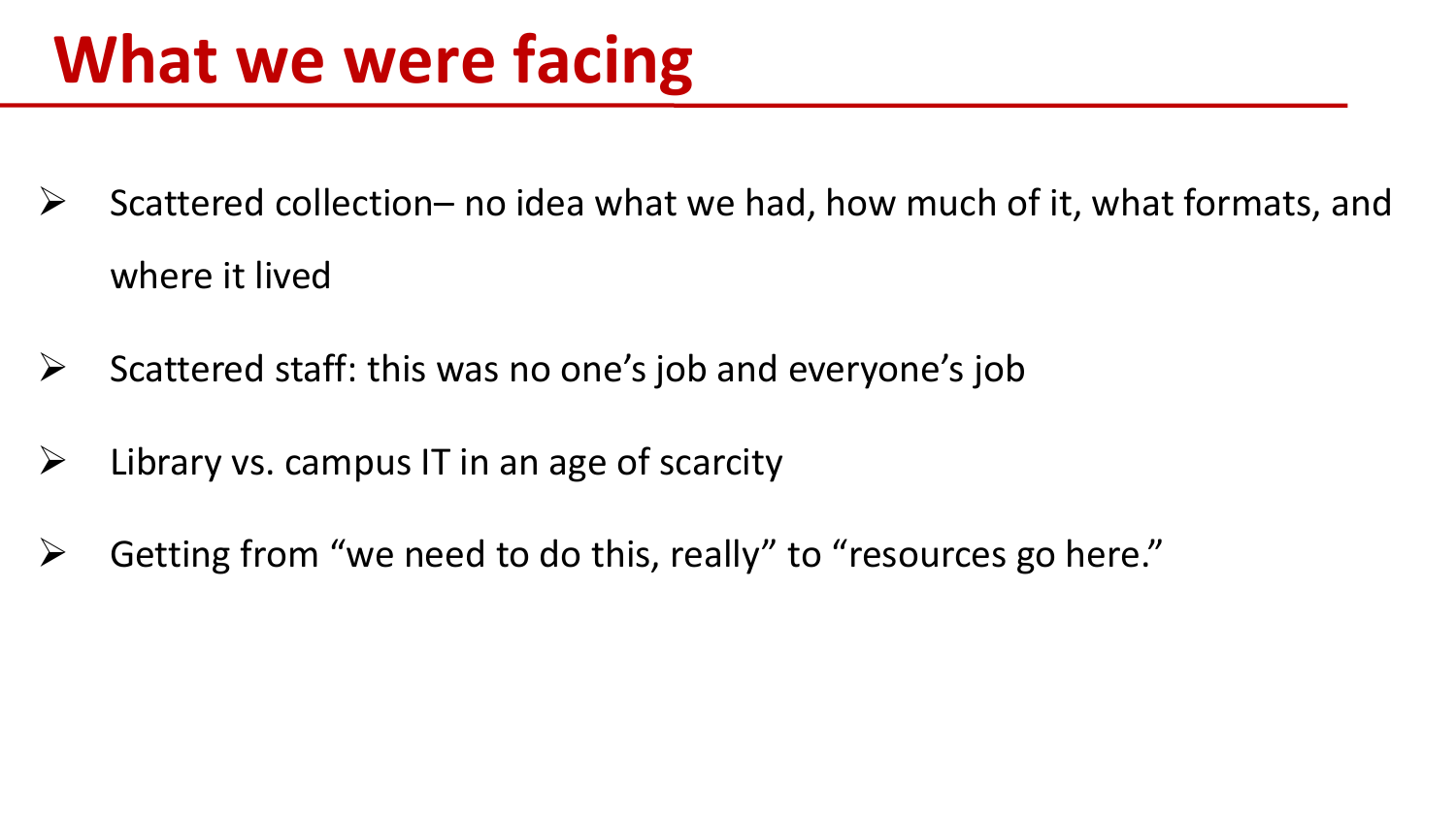# What we were facing

- Scattered collection– no idea what we had, how much of it, what formats, and where it lived
- Scattered staff: this was no one's job and everyone's job
- Library vs. campus IT in an age of scarcity
- Getting from "we need to do this, really" to "resources go here."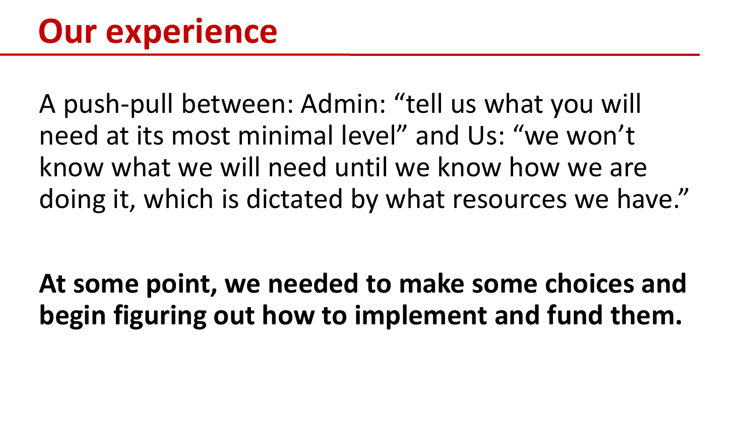# Our experience

A push-pull between: Admin: “tell us what you will need at its most minimal level” and Us: “we won’t know what we will need until we know how we are doing it, which is dictated by what resources we have.”

**At some point, we needed to make some choices and begin figuring out how to implement and fund them.**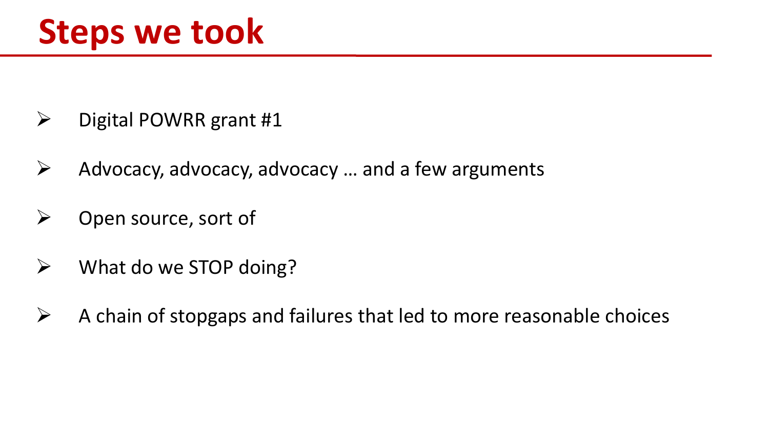# Steps we took

- Digital POWRR grant #1
- Advocacy, advocacy, advocacy … and a few arguments
- Open source, sort of
- What do we STOP doing?
- A chain of stopgaps and failures that led to more reasonable choices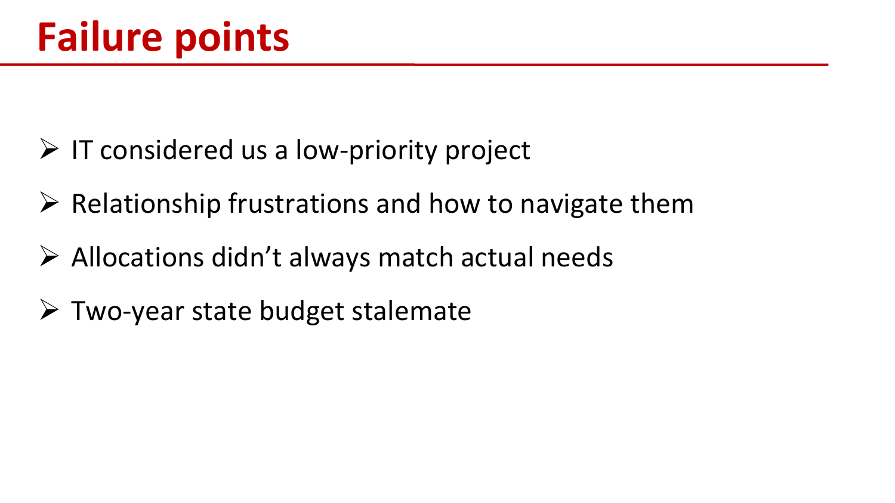# Failure points

- IT considered us a low-priority project
- Relationship frustrations and how to navigate them
- Allocations didn’t always match actual needs
- Two-year state budget stalemate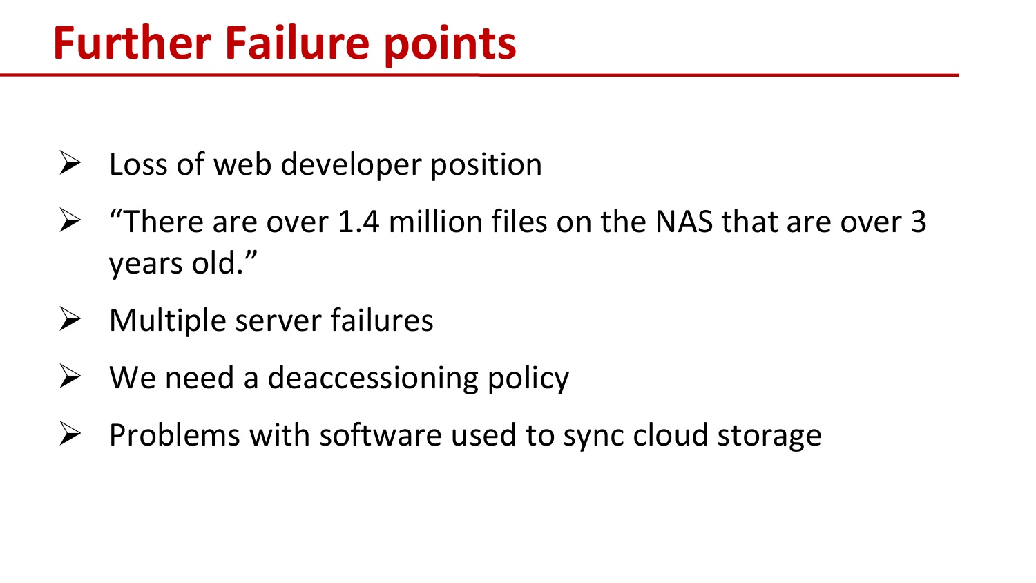# Further Failure points

- Loss of web developer position
- "There are over 1.4 million files on the NAS that are over 3 years old."
- Multiple server failures
- We need a deaccessioning policy
- Problems with software used to sync cloud storage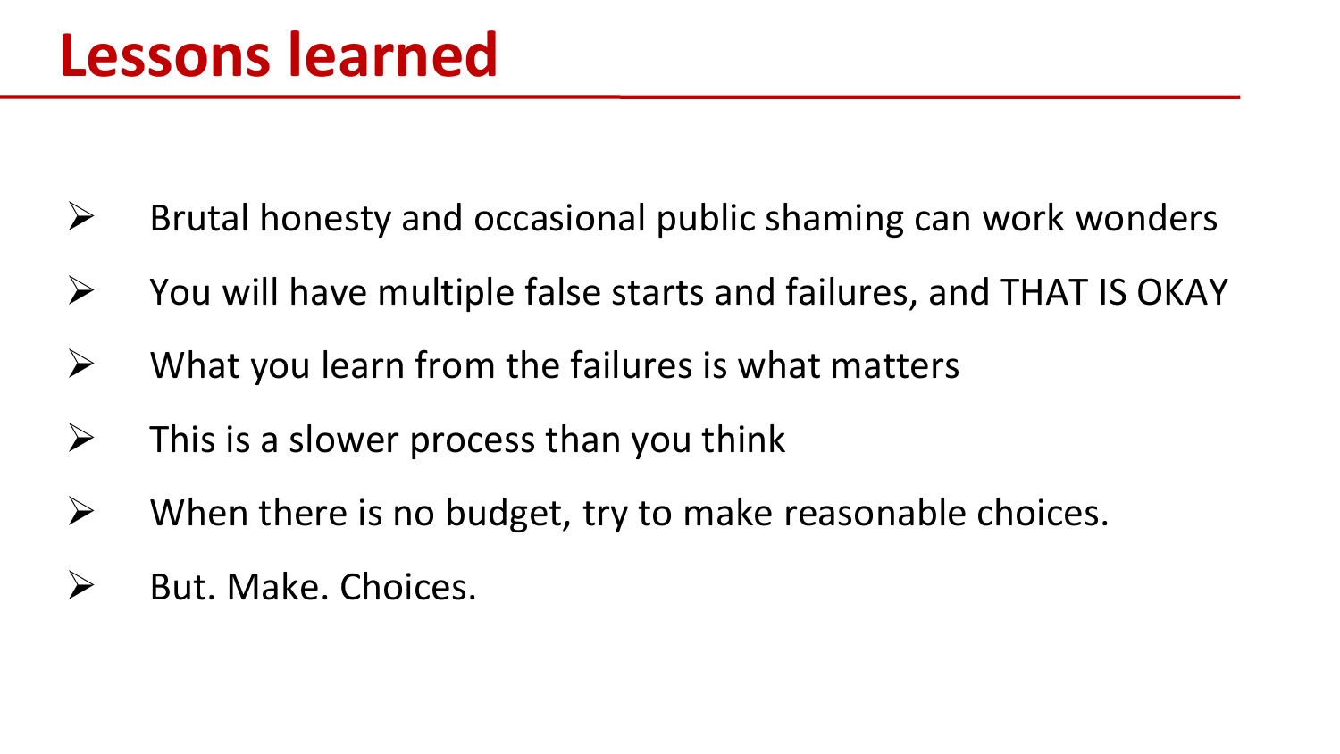# Lessons learned

- Brutal honesty and occasional public shaming can work wonders
- You will have multiple false starts and failures, and THAT IS OKAY
- What you learn from the failures is what matters
- This is a slower process than you think
- When there is no budget, try to make reasonable choices.
- But. Make. Choices.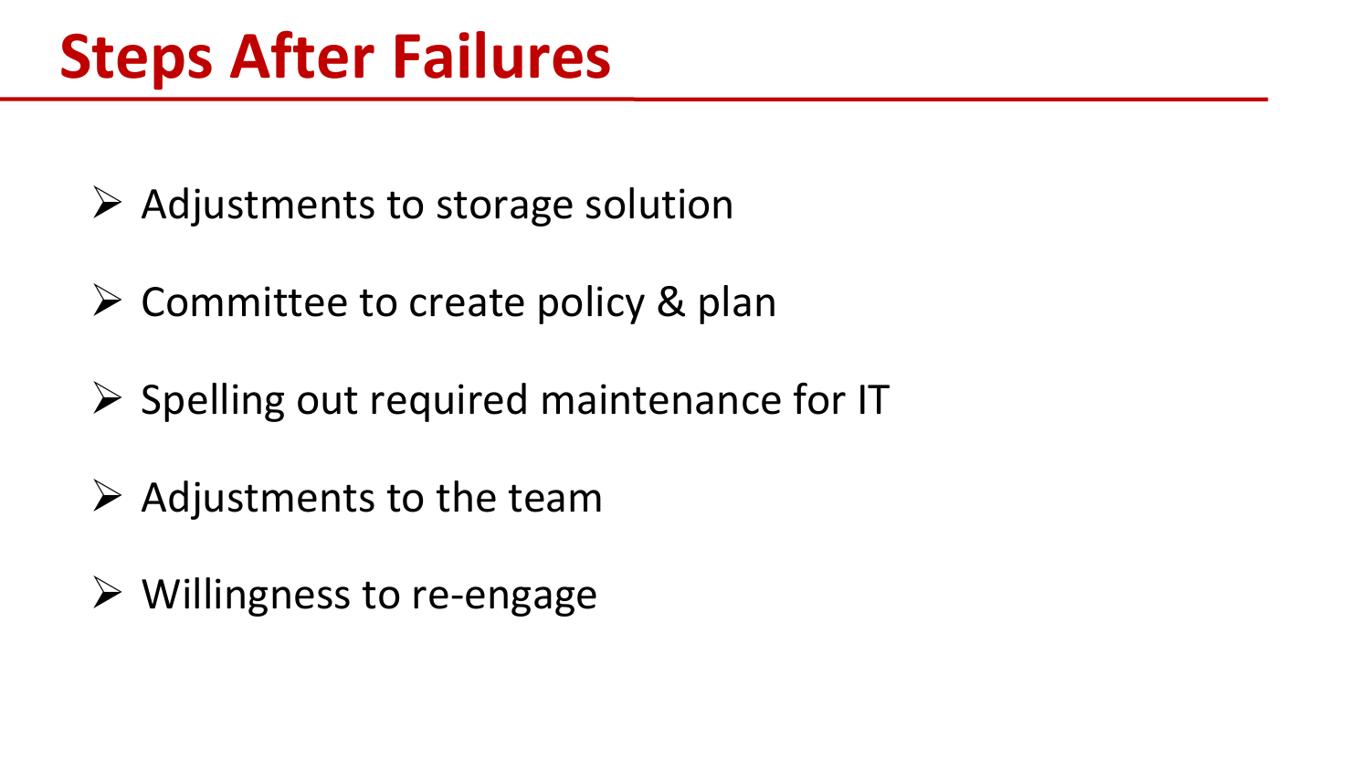# Steps After Failures

- Adjustments to storage solution
- Committee to create policy & plan
- Spelling out required maintenance for IT
- Adjustments to the team
- Willingness to re-engage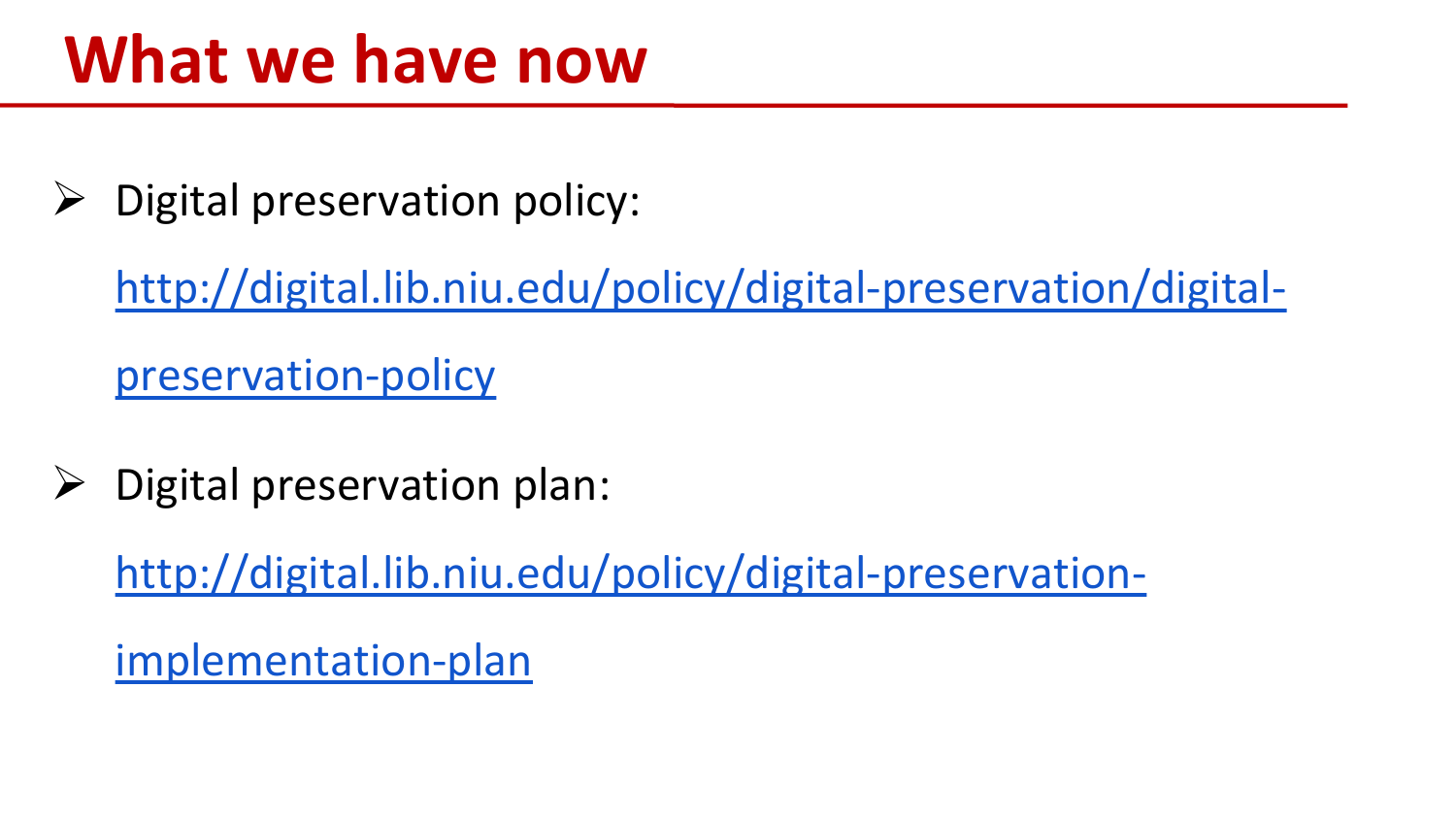# What we have now

- Digital preservation policy:

  [http://digital.lib.niu.edu/policy/digital-preservation/digital-preservation-policy](http://digital.lib.niu.edu/policy/digital-preservation/digital-preservation-policy)

- Digital preservation plan:

  [http://digital.lib.niu.edu/policy/digital-preservation-implementation-plan](http://digital.lib.niu.edu/policy/digital-preservation-implementation-plan)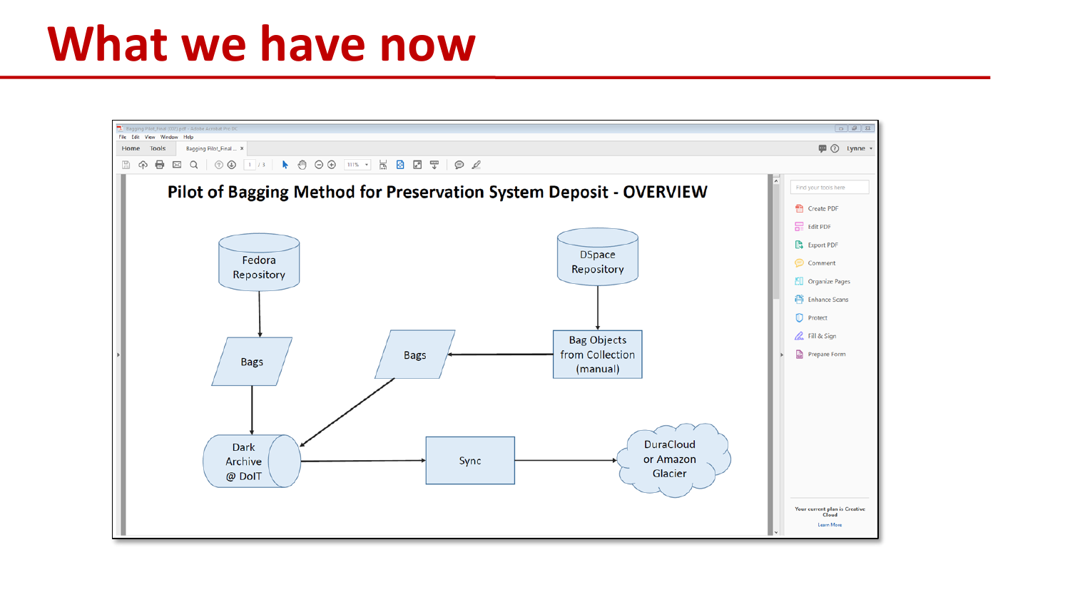# What we have now

Pilot of Bagging Method for Preservation System Deposit - OVERVIEW

Fedora Repository

Bags

DSpace Repository

Bag Objects from Collection (manual)

Bags

Dark Archive @ DoIT

Sync

DuraCloud or Amazon Glacier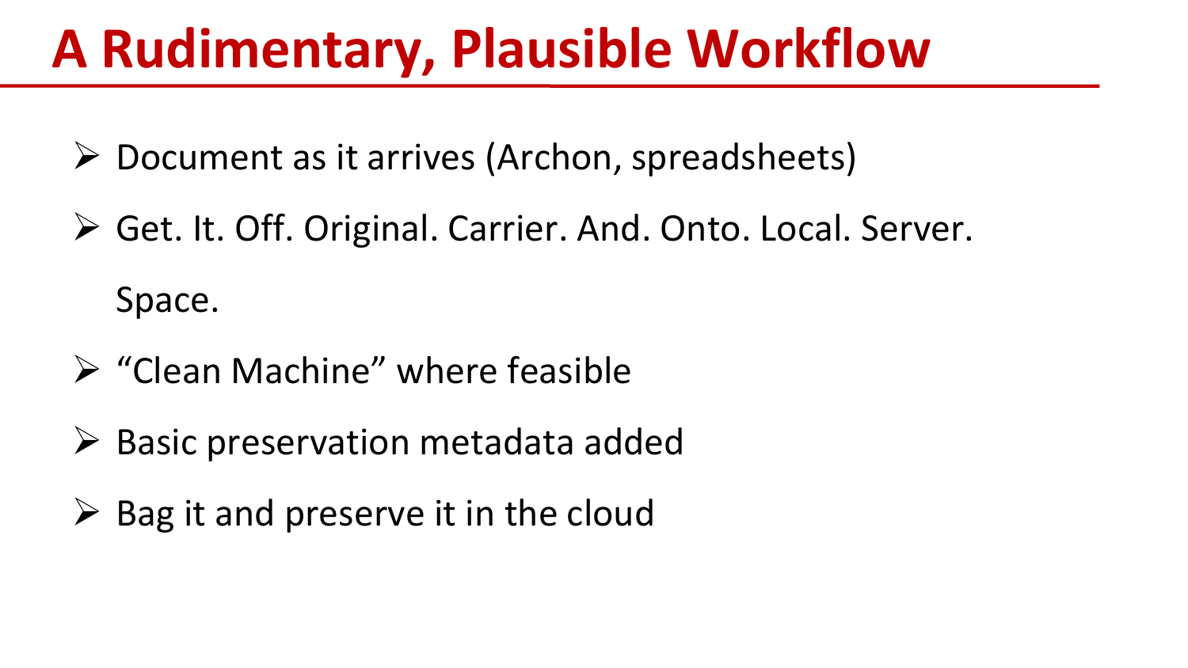# A Rudimentary, Plausible Workflow

- Document as it arrives (Archon, spreadsheets)
- Get. It. Off. Original. Carrier. And. Onto. Local. Server. Space.
- "Clean Machine" where feasible
- Basic preservation metadata added
- Bag it and preserve it in the cloud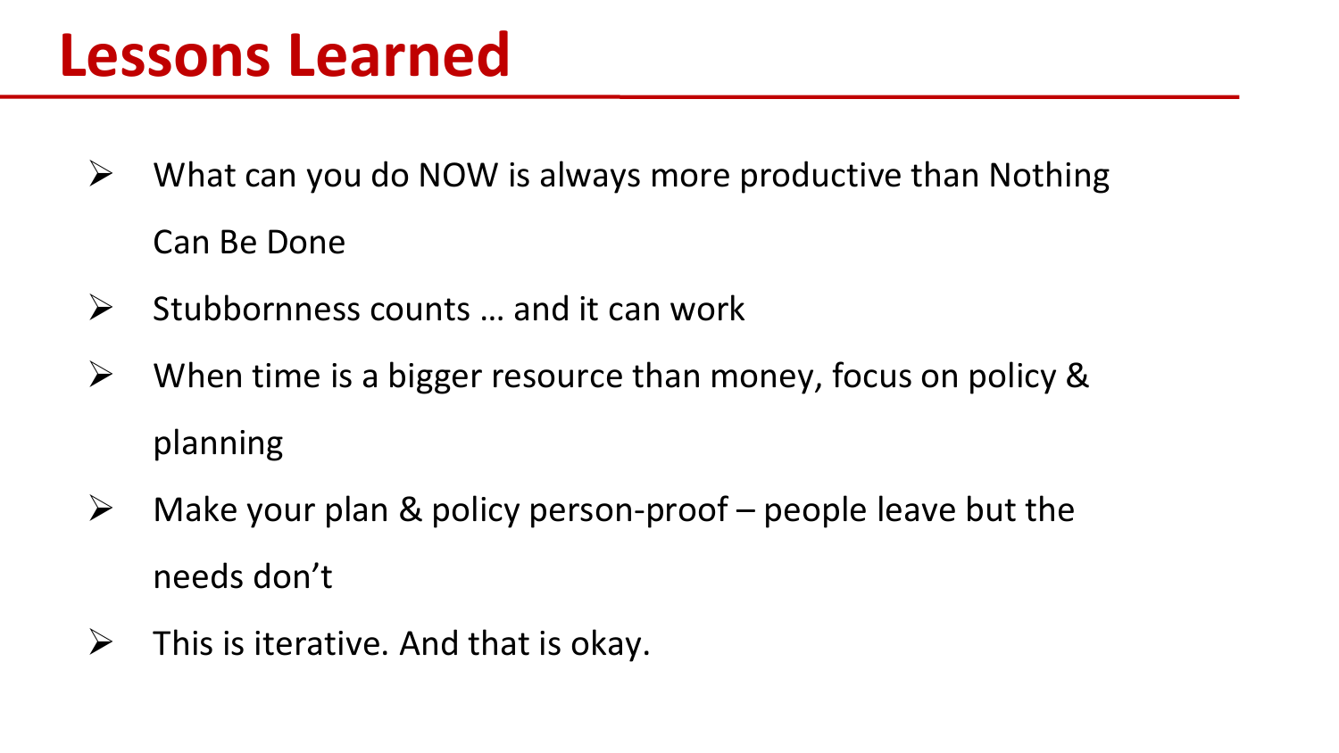# Lessons Learned

- What can you do NOW is always more productive than Nothing Can Be Done
- Stubbornness counts … and it can work
- When time is a bigger resource than money, focus on policy & planning
- Make your plan & policy person-proof – people leave but the needs don't
- This is iterative. And that is okay.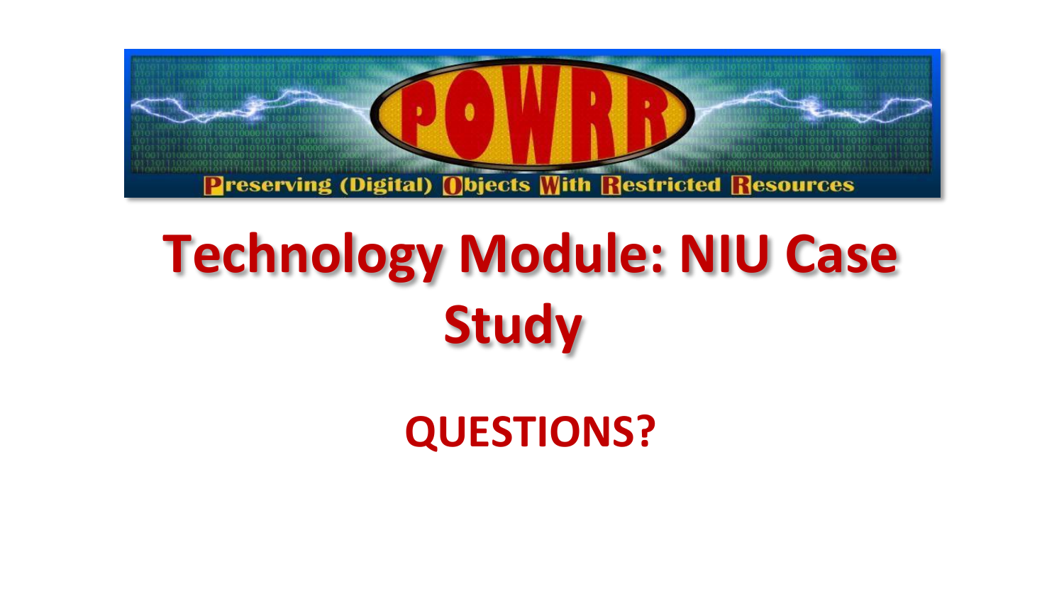POWRR

Preserving (Digital) Objects With Restricted Resources

# Technology Module: NIU Case Study

## QUESTIONS?